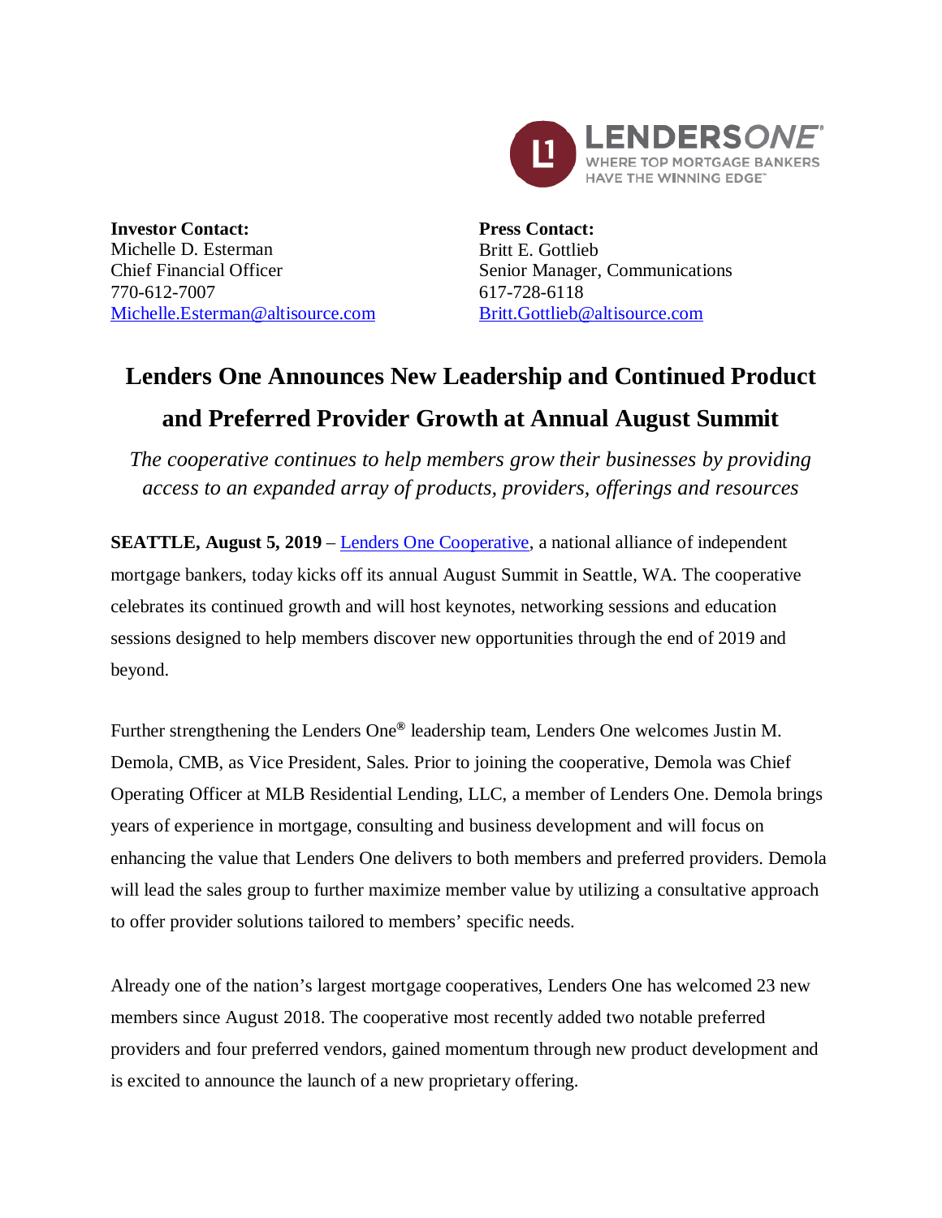**Investor Contact:**
Michelle D. Esterman
Chief Financial Officer
770-612-7007
Michelle.Esterman@altisource.com

**Press Contact:**
Britt E. Gottlieb
Senior Manager, Communications
617-728-6118
Britt.Gottlieb@altisource.com

# Lenders One Announces New Leadership and Continued Product and Preferred Provider Growth at Annual August Summit

*The cooperative continues to help members grow their businesses by providing access to an expanded array of products, providers, offerings and resources*

**SEATTLE, August 5, 2019** – Lenders One Cooperative, a national alliance of independent mortgage bankers, today kicks off its annual August Summit in Seattle, WA. The cooperative celebrates its continued growth and will host keynotes, networking sessions and education sessions designed to help members discover new opportunities through the end of 2019 and beyond.

Further strengthening the Lenders One® leadership team, Lenders One welcomes Justin M. Demola, CMB, as Vice President, Sales. Prior to joining the cooperative, Demola was Chief Operating Officer at MLB Residential Lending, LLC, a member of Lenders One. Demola brings years of experience in mortgage, consulting and business development and will focus on enhancing the value that Lenders One delivers to both members and preferred providers. Demola will lead the sales group to further maximize member value by utilizing a consultative approach to offer provider solutions tailored to members' specific needs.

Already one of the nation's largest mortgage cooperatives, Lenders One has welcomed 23 new members since August 2018. The cooperative most recently added two notable preferred providers and four preferred vendors, gained momentum through new product development and is excited to announce the launch of a new proprietary offering.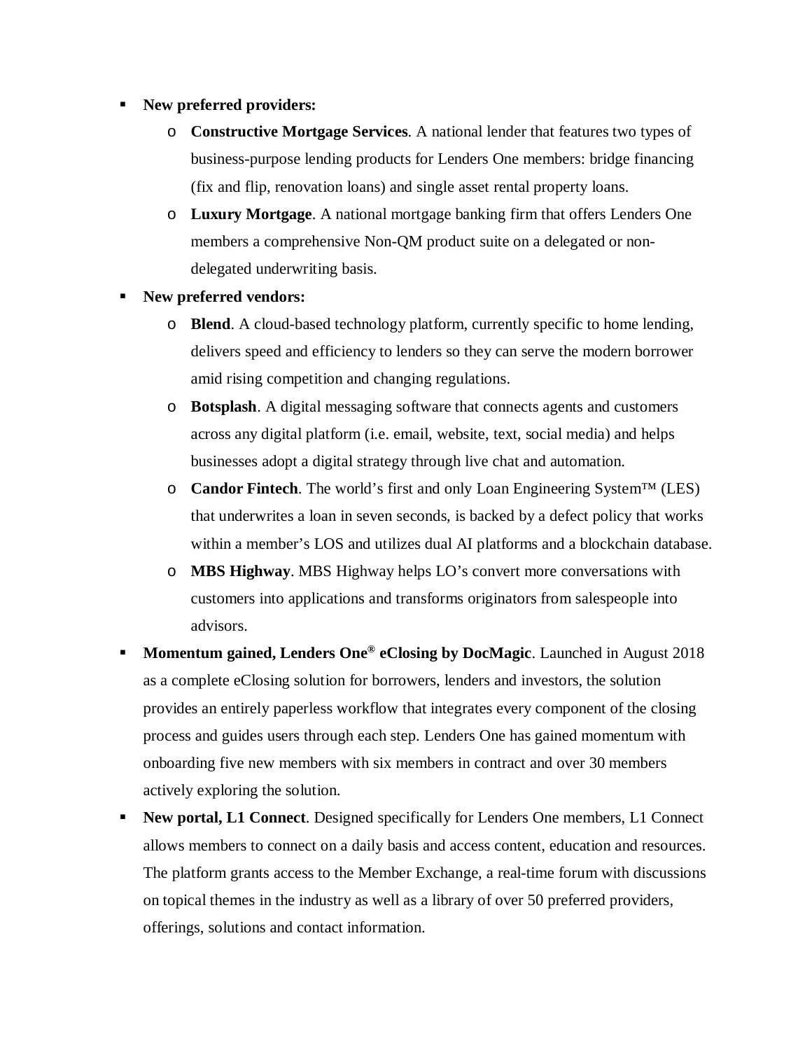- **New preferred providers:**
  - **Constructive Mortgage Services**. A national lender that features two types of business-purpose lending products for Lenders One members: bridge financing (fix and flip, renovation loans) and single asset rental property loans.
  - **Luxury Mortgage**. A national mortgage banking firm that offers Lenders One members a comprehensive Non-QM product suite on a delegated or non-delegated underwriting basis.
- **New preferred vendors:**
  - **Blend**. A cloud-based technology platform, currently specific to home lending, delivers speed and efficiency to lenders so they can serve the modern borrower amid rising competition and changing regulations.
  - **Botsplash**. A digital messaging software that connects agents and customers across any digital platform (i.e. email, website, text, social media) and helps businesses adopt a digital strategy through live chat and automation.
  - **Candor Fintech**. The world's first and only Loan Engineering System™ (LES) that underwrites a loan in seven seconds, is backed by a defect policy that works within a member's LOS and utilizes dual AI platforms and a blockchain database.
  - **MBS Highway**. MBS Highway helps LO's convert more conversations with customers into applications and transforms originators from salespeople into advisors.
- **Momentum gained, Lenders One® eClosing by DocMagic**. Launched in August 2018 as a complete eClosing solution for borrowers, lenders and investors, the solution provides an entirely paperless workflow that integrates every component of the closing process and guides users through each step. Lenders One has gained momentum with onboarding five new members with six members in contract and over 30 members actively exploring the solution.
- **New portal, L1 Connect**. Designed specifically for Lenders One members, L1 Connect allows members to connect on a daily basis and access content, education and resources. The platform grants access to the Member Exchange, a real-time forum with discussions on topical themes in the industry as well as a library of over 50 preferred providers, offerings, solutions and contact information.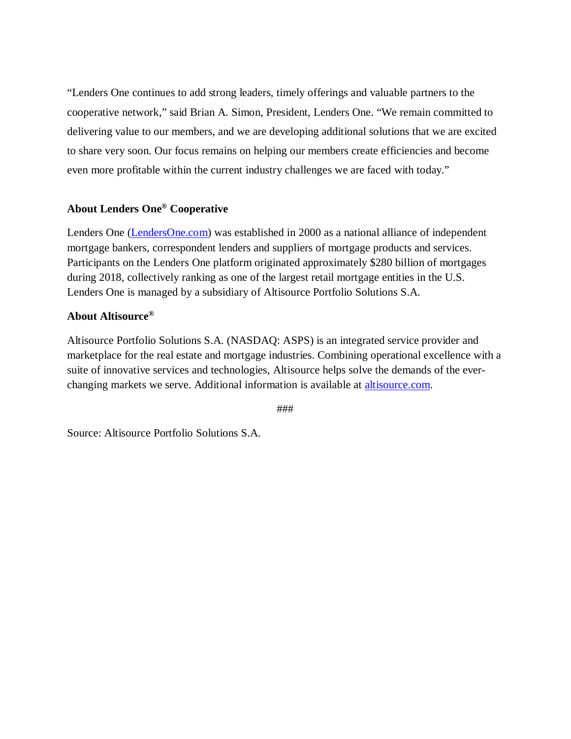"Lenders One continues to add strong leaders, timely offerings and valuable partners to the cooperative network," said Brian A. Simon, President, Lenders One. "We remain committed to delivering value to our members, and we are developing additional solutions that we are excited to share very soon. Our focus remains on helping our members create efficiencies and become even more profitable within the current industry challenges we are faced with today."

**About Lenders One® Cooperative**

Lenders One (LendersOne.com) was established in 2000 as a national alliance of independent mortgage bankers, correspondent lenders and suppliers of mortgage products and services. Participants on the Lenders One platform originated approximately $280 billion of mortgages during 2018, collectively ranking as one of the largest retail mortgage entities in the U.S. Lenders One is managed by a subsidiary of Altisource Portfolio Solutions S.A.

**About Altisource®**

Altisource Portfolio Solutions S.A. (NASDAQ: ASPS) is an integrated service provider and marketplace for the real estate and mortgage industries. Combining operational excellence with a suite of innovative services and technologies, Altisource helps solve the demands of the ever-changing markets we serve. Additional information is available at altisource.com.

###

Source: Altisource Portfolio Solutions S.A.